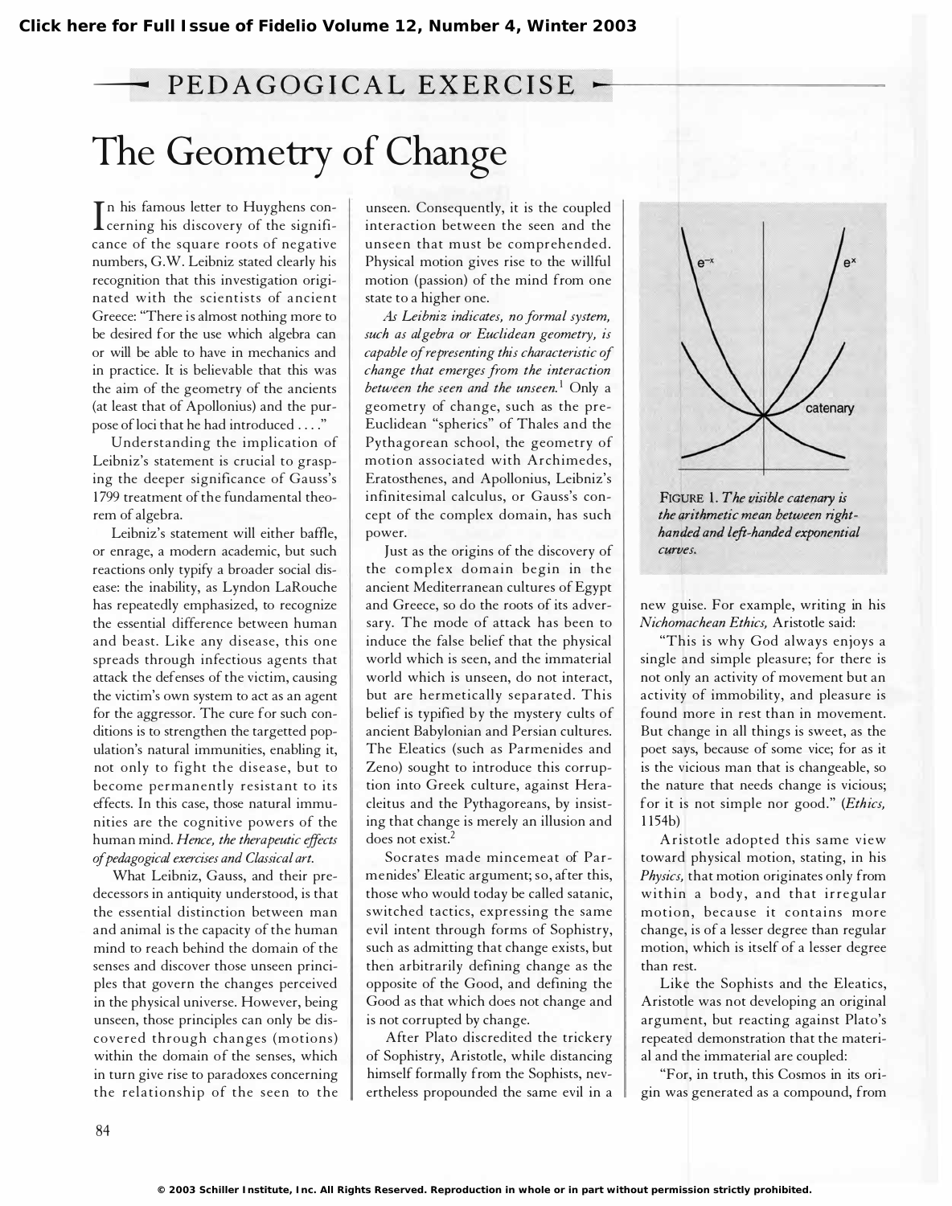Click here for Full Issue of Fidelio Volume 12, Number 4, Winter 2003

PEDAGOGICAL EXERCISE

# The Geometry of Change

In his famous letter to Huyghens concerning his discovery of the significance of the square roots of negative numbers, G.W. Leibniz stated clearly his recognition that this investigation originated with the scientists of ancient Greece: "There is almost nothing more to be desired for the use which algebra can or will be able to have in mechanics and in practice. It is believable that this was the aim of the geometry of the ancients (at least that of Apollonius) and the purpose of loci that he had introduced . . . ."

Understanding the implication of Leibniz's statement is crucial to grasping the deeper significance of Gauss's 1799 treatment of the fundamental theorem of algebra.

Leibniz's statement will either baffle, or enrage, a modern academic, but such reactions only typify a broader social disease: the inability, as Lyndon LaRouche has repeatedly emphasized, to recognize the essential difference between human and beast. Like any disease, this one spreads through infectious agents that attack the defenses of the victim, causing the victim's own system to act as an agent for the aggressor. The cure for such conditions is to strengthen the targetted population's natural immunities, enabling it, not only to fight the disease, but to become permanently resistant to its effects. In this case, those natural immunities are the cognitive powers of the human mind. *Hence, the therapeutic effects of pedagogical exercises and Classical art.*

What Leibniz, Gauss, and their predecessors in antiquity understood, is that the essential distinction between man and animal is the capacity of the human mind to reach behind the domain of the senses and discover those unseen principles that govern the changes perceived in the physical universe. However, being unseen, those principles can only be discovered through changes (motions) within the domain of the senses, which in turn give rise to paradoxes concerning the relationship of the seen to the unseen. Consequently, it is the coupled interaction between the seen and the unseen that must be comprehended. Physical motion gives rise to the willful motion (passion) of the mind from one state to a higher one.

*As Leibniz indicates, no formal system, such as algebra or Euclidean geometry, is capable of representing this characteristic of change that emerges from the interaction between the seen and the unseen.*[1] Only a geometry of change, such as the pre-Euclidean "spherics" of Thales and the Pythagorean school, the geometry of motion associated with Archimedes, Eratosthenes, and Apollonius, Leibniz's infinitesimal calculus, or Gauss's concept of the complex domain, has such power.

Just as the origins of the discovery of the complex domain begin in the ancient Mediterranean cultures of Egypt and Greece, so do the roots of its adversary. The mode of attack has been to induce the false belief that the physical world which is seen, and the immaterial world which is unseen, do not interact, but are hermetically separated. This belief is typified by the mystery cults of ancient Babylonian and Persian cultures. The Eleatics (such as Parmenides and Zeno) sought to introduce this corruption into Greek culture, against Heracleitus and the Pythagoreans, by insisting that change is merely an illusion and does not exist.[2]

Socrates made mincemeat of Parmenides' Eleatic argument; so, after this, those who would today be called satanic, switched tactics, expressing the same evil intent through forms of Sophistry, such as admitting that change exists, but then arbitrarily defining change as the opposite of the Good, and defining the Good as that which does not change and is not corrupted by change.

After Plato discredited the trickery of Sophistry, Aristotle, while distancing himself formally from the Sophists, nevertheless propounded the same evil in a new guise. For example, writing in his *Nichomachean Ethics,* Aristotle said:

"This is why God always enjoys a single and simple pleasure; for there is not only an activity of movement but an activity of immobility, and pleasure is found more in rest than in movement. But change in all things is sweet, as the poet says, because of some vice; for as it is the vicious man that is changeable, so the nature that needs change is vicious; for it is not simple nor good." (*Ethics,* 1154b)

Aristotle adopted this same view toward physical motion, stating, in his *Physics,* that motion originates only from within a body, and that irregular motion, because it contains more change, is of a lesser degree than regular motion, which is itself of a lesser degree than rest.

Like the Sophists and the Eleatics, Aristotle was not developing an original argument, but reacting against Plato's repeated demonstration that the material and the immaterial are coupled:

"For, in truth, this Cosmos in its origin was generated as a compound, from

FIGURE 1. *The visible catenary is the arithmetic mean between right-handed and left-handed exponential curves.*

© 2003 Schiller Institute, Inc. All Rights Reserved. Reproduction in whole or in part without permission strictly prohibited.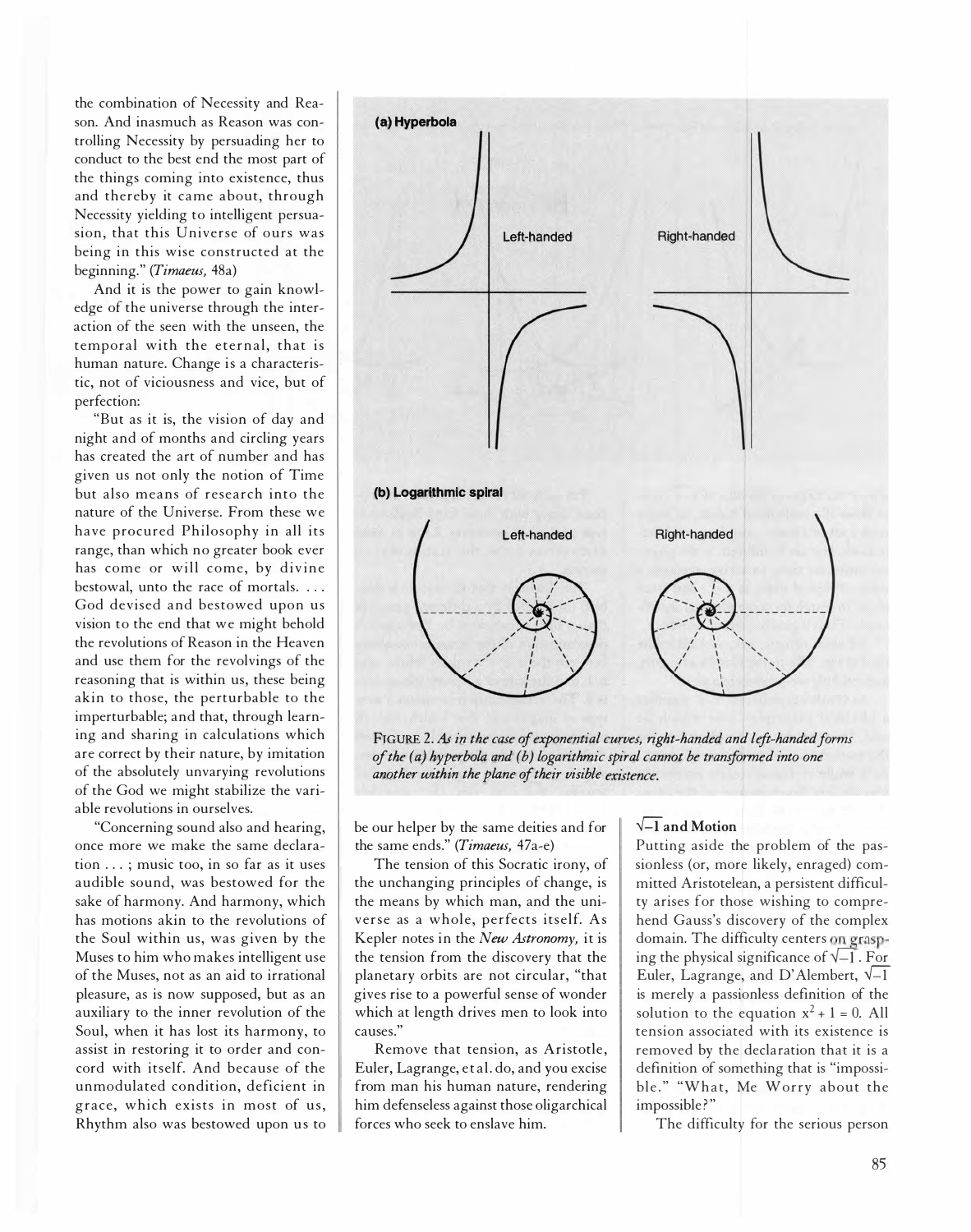the combination of Necessity and Reason. And inasmuch as Reason was controlling Necessity by persuading her to conduct to the best end the most part of the things coming into existence, thus and thereby it came about, through Necessity yielding to intelligent persuasion, that this Universe of ours was being in this wise constructed at the beginning." (*Timaeus,* 48a)

And it is the power to gain knowledge of the universe through the interaction of the seen with the unseen, the temporal with the eternal, that is human nature. Change is a characteristic, not of viciousness and vice, but of perfection:

"But as it is, the vision of day and night and of months and circling years has created the art of number and has given us not only the notion of Time but also means of research into the nature of the Universe. From these we have procured Philosophy in all its range, than which no greater book ever has come or will come, by divine bestowal, unto the race of mortals. . . . God devised and bestowed upon us vision to the end that we might behold the revolutions of Reason in the Heaven and use them for the revolvings of the reasoning that is within us, these being akin to those, the perturbable to the imperturbable; and that, through learning and sharing in calculations which are correct by their nature, by imitation of the absolutely unvarying revolutions of the God we might stabilize the variable revolutions in ourselves.

"Concerning sound also and hearing, once more we make the same declaration . . . ; music too, in so far as it uses audible sound, was bestowed for the sake of harmony. And harmony, which has motions akin to the revolutions of the Soul within us, was given by the Muses to him who makes intelligent use of the Muses, not as an aid to irrational pleasure, as is now supposed, but as an auxiliary to the inner revolution of the Soul, when it has lost its harmony, to assist in restoring it to order and concord with itself. And because of the unmodulated condition, deficient in grace, which exists in most of us, Rhythm also was bestowed upon us to be our helper by the same deities and for the same ends." (*Timaeus,* 47a-e)

The tension of this Socratic irony, of the unchanging principles of change, is the means by which man, and the universe as a whole, perfects itself. As Kepler notes in the *New Astronomy,* it is the tension from the discovery that the planetary orbits are not circular, "that gives rise to a powerful sense of wonder which at length drives men to look into causes."

Remove that tension, as Aristotle, Euler, Lagrange, et al. do, and you excise from man his human nature, rendering him defenseless against those oligarchical forces who seek to enslave him.

**(a) Hyperbola** — Left-handed, Right-handed

**(b) Logarithmic spiral** — Left-handed, Right-handed

FIGURE 2. *As in the case of exponential curves, right-handed and left-handed forms of the (a) hyperbola and (b) logarithmic spiral cannot be transformed into one another within the plane of their visible existence.*

## $\sqrt{-1}$ and Motion

Putting aside the problem of the passionless (or, more likely, enraged) committed Aristotelean, a persistent difficulty arises for those wishing to comprehend Gauss's discovery of the complex domain. The difficulty centers on grasping the physical significance of $\sqrt{-1}$. For Euler, Lagrange, and D'Alembert, $\sqrt{-1}$ is merely a passionless definition of the solution to the equation $x^2 + 1 = 0$. All tension associated with its existence is removed by the declaration that it is a definition of something that is "impossible." "What, Me Worry about the impossible?"

The difficulty for the serious person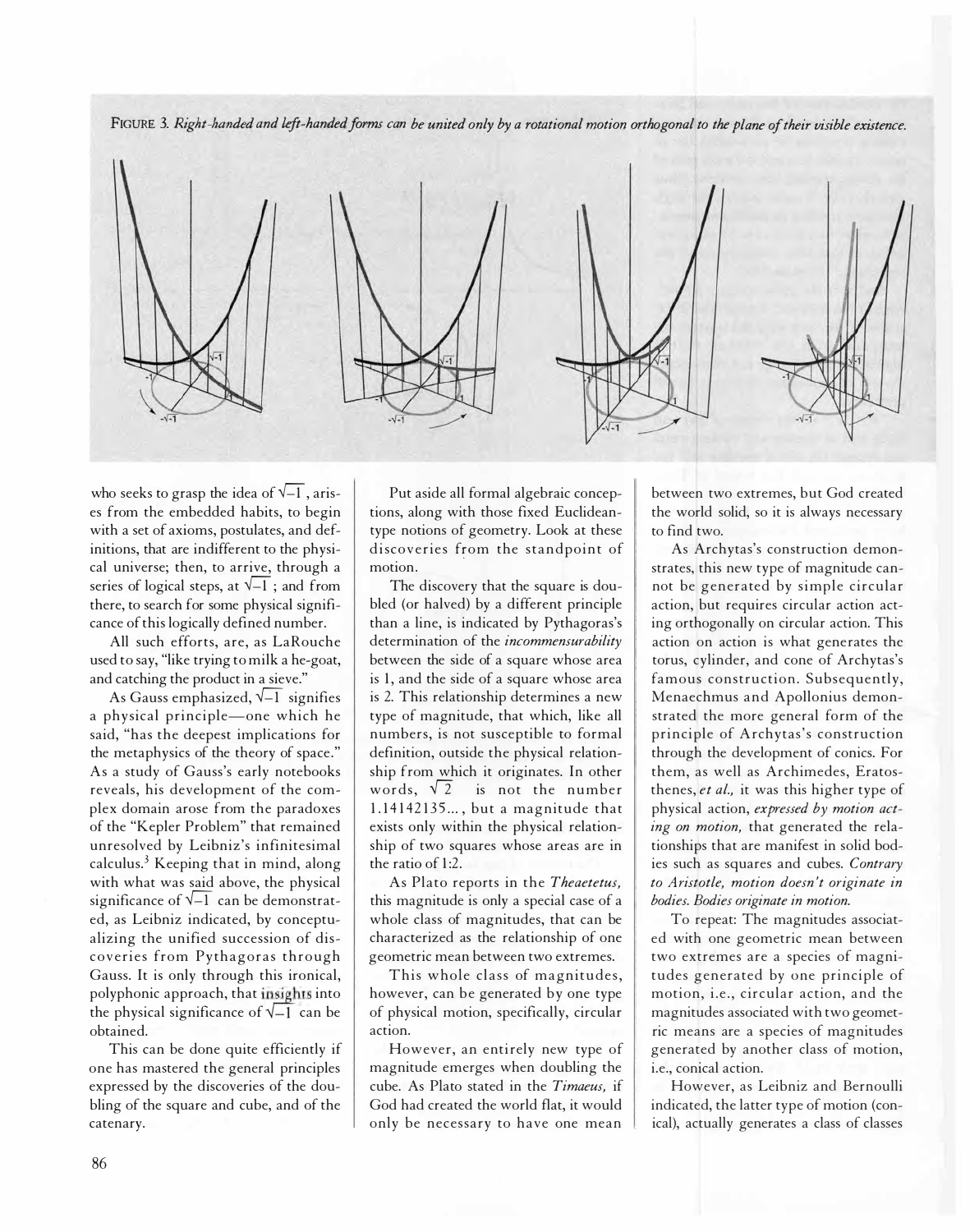FIGURE 3. *Right-handed and left-handed forms can be united only by a rotational motion orthogonal to the plane of their visible existence.*

who seeks to grasp the idea of $\sqrt{-1}$, arises from the embedded habits, to begin with a set of axioms, postulates, and definitions, that are indifferent to the physical universe; then, to arrive, through a series of logical steps, at $\sqrt{-1}$; and from there, to search for some physical significance of this logically defined number.

All such efforts, are, as LaRouche used to say, "like trying to milk a he-goat, and catching the product in a sieve."

As Gauss emphasized, $\sqrt{-1}$ signifies a physical principle—one which he said, "has the deepest implications for the metaphysics of the theory of space." As a study of Gauss's early notebooks reveals, his development of the complex domain arose from the paradoxes of the "Kepler Problem" that remained unresolved by Leibniz's infinitesimal calculus.[3] Keeping that in mind, along with what was said above, the physical significance of $\sqrt{-1}$ can be demonstrated, as Leibniz indicated, by conceptualizing the unified succession of discoveries from Pythagoras through Gauss. It is only through this ironical, polyphonic approach, that insights into the physical significance of $\sqrt{-1}$ can be obtained.

This can be done quite efficiently if one has mastered the general principles expressed by the discoveries of the doubling of the square and cube, and of the catenary.

Put aside all formal algebraic conceptions, along with those fixed Euclidean-type notions of geometry. Look at these discoveries from the standpoint of motion.

The discovery that the square is doubled (or halved) by a different principle than a line, is indicated by Pythagoras's determination of the *incommensurability* between the side of a square whose area is 1, and the side of a square whose area is 2. This relationship determines a new type of magnitude, that which, like all numbers, is not susceptible to formal definition, outside the physical relationship from which it originates. In other words, $\sqrt{2}$ is not the number 1.14142135..., but a magnitude that exists only within the physical relationship of two squares whose areas are in the ratio of 1:2.

As Plato reports in the *Theaetetus,* this magnitude is only a special case of a whole class of magnitudes, that can be characterized as the relationship of one geometric mean between two extremes.

This whole class of magnitudes, however, can be generated by one type of physical motion, specifically, circular action.

However, an entirely new type of magnitude emerges when doubling the cube. As Plato stated in the *Timaeus,* if God had created the world flat, it would only be necessary to have one mean between two extremes, but God created the world solid, so it is always necessary to find two.

As Archytas's construction demonstrates, this new type of magnitude cannot be generated by simple circular action, but requires circular action acting orthogonally on circular action. This action on action is what generates the torus, cylinder, and cone of Archytas's famous construction. Subsequently, Menaechmus and Apollonius demonstrated the more general form of the principle of Archytas's construction through the development of conics. For them, as well as Archimedes, Eratosthenes, *et al.,* it was this higher type of physical action, *expressed by motion acting on motion,* that generated the relationships that are manifest in solid bodies such as squares and cubes. *Contrary to Aristotle, motion doesn't originate in bodies. Bodies originate in motion.*

To repeat: The magnitudes associated with one geometric mean between two extremes are a species of magnitudes generated by one principle of motion, i.e., circular action, and the magnitudes associated with two geometric means are a species of magnitudes generated by another class of motion, i.e., conical action.

However, as Leibniz and Bernoulli indicated, the latter type of motion (conical), actually generates a class of classes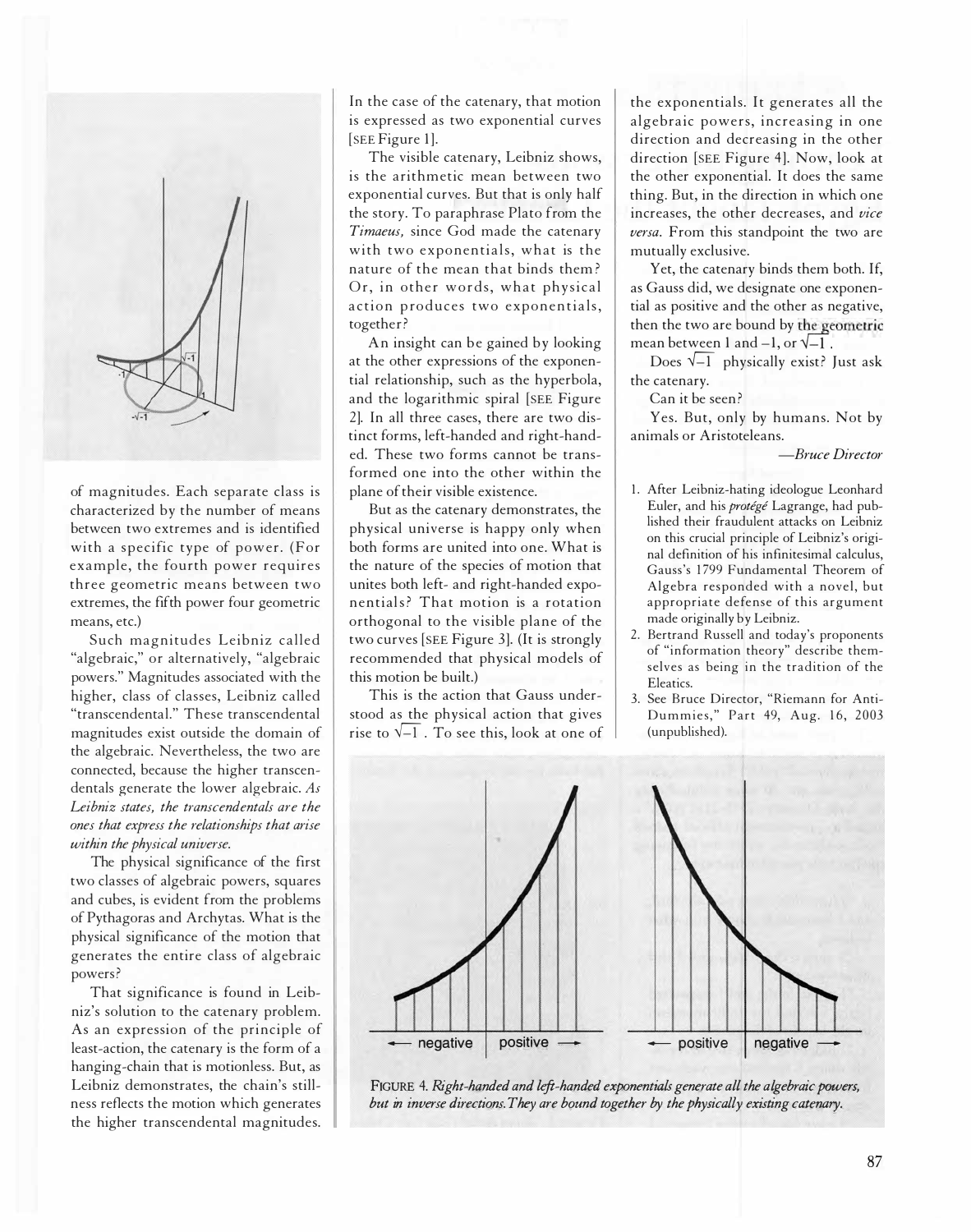-1

$\sqrt{-1}$

1

$-\sqrt{-1}$

of magnitudes. Each separate class is characterized by the number of means between two extremes and is identified with a specific type of power. (For example, the fourth power requires three geometric means between two extremes, the fifth power four geometric means, etc.)

Such magnitudes Leibniz called "algebraic," or alternatively, "algebraic powers." Magnitudes associated with the higher, class of classes, Leibniz called "transcendental." These transcendental magnitudes exist outside the domain of the algebraic. Nevertheless, the two are connected, because the higher transcendentals generate the lower algebraic. *As Leibniz states, the transcendentals are the ones that express the relationships that arise within the physical universe.*

The physical significance of the first two classes of algebraic powers, squares and cubes, is evident from the problems of Pythagoras and Archytas. What is the physical significance of the motion that generates the entire class of algebraic powers?

That significance is found in Leibniz's solution to the catenary problem. As an expression of the principle of least-action, the catenary is the form of a hanging-chain that is motionless. But, as Leibniz demonstrates, the chain's stillness reflects the motion which generates the higher transcendental magnitudes. In the case of the catenary, that motion is expressed as two exponential curves [SEE Figure 1].

The visible catenary, Leibniz shows, is the arithmetic mean between two exponential curves. But that is only half the story. To paraphrase Plato from the *Timaeus,* since God made the catenary with two exponentials, what is the nature of the mean that binds them? Or, in other words, what physical action produces two exponentials, together?

An insight can be gained by looking at the other expressions of the exponential relationship, such as the hyperbola, and the logarithmic spiral [SEE Figure 2]. In all three cases, there are two distinct forms, left-handed and right-handed. These two forms cannot be transformed one into the other within the plane of their visible existence.

But as the catenary demonstrates, the physical universe is happy only when both forms are united into one. What is the nature of the species of motion that unites both left- and right-handed exponentials? That motion is a rotation orthogonal to the visible plane of the two curves [SEE Figure 3]. (It is strongly recommended that physical models of this motion be built.)

This is the action that Gauss understood as the physical action that gives rise to $\sqrt{-1}$. To see this, look at one of the exponentials. It generates all the algebraic powers, increasing in one direction and decreasing in the other direction [SEE Figure 4]. Now, look at the other exponential. It does the same thing. But, in the direction in which one increases, the other decreases, and *vice versa.* From this standpoint the two are mutually exclusive.

Yet, the catenary binds them both. If, as Gauss did, we designate one exponential as positive and the other as negative, then the two are bound by the geometric mean between 1 and $-1$, or $\sqrt{-1}$.

Does $\sqrt{-1}$ physically exist? Just ask the catenary.

Can it be seen?

Yes. But, only by humans. Not by animals or Aristoteleans.

—*Bruce Director*

1. After Leibniz-hating ideologue Leonhard Euler, and his *protégé* Lagrange, had published their fraudulent attacks on Leibniz on this crucial principle of Leibniz's original definition of his infinitesimal calculus, Gauss's 1799 Fundamental Theorem of Algebra responded with a novel, but appropriate defense of this argument made originally by Leibniz.
2. Bertrand Russell and today's proponents of "information theory" describe themselves as being in the tradition of the Eleatics.
3. See Bruce Director, "Riemann for Anti-Dummies," Part 49, Aug. 16, 2003 (unpublished).

← negative | positive →

← positive | negative →

FIGURE 4. *Right-handed and left-handed exponentials generate all the algebraic powers, but in inverse directions. They are bound together by the physically existing catenary.*